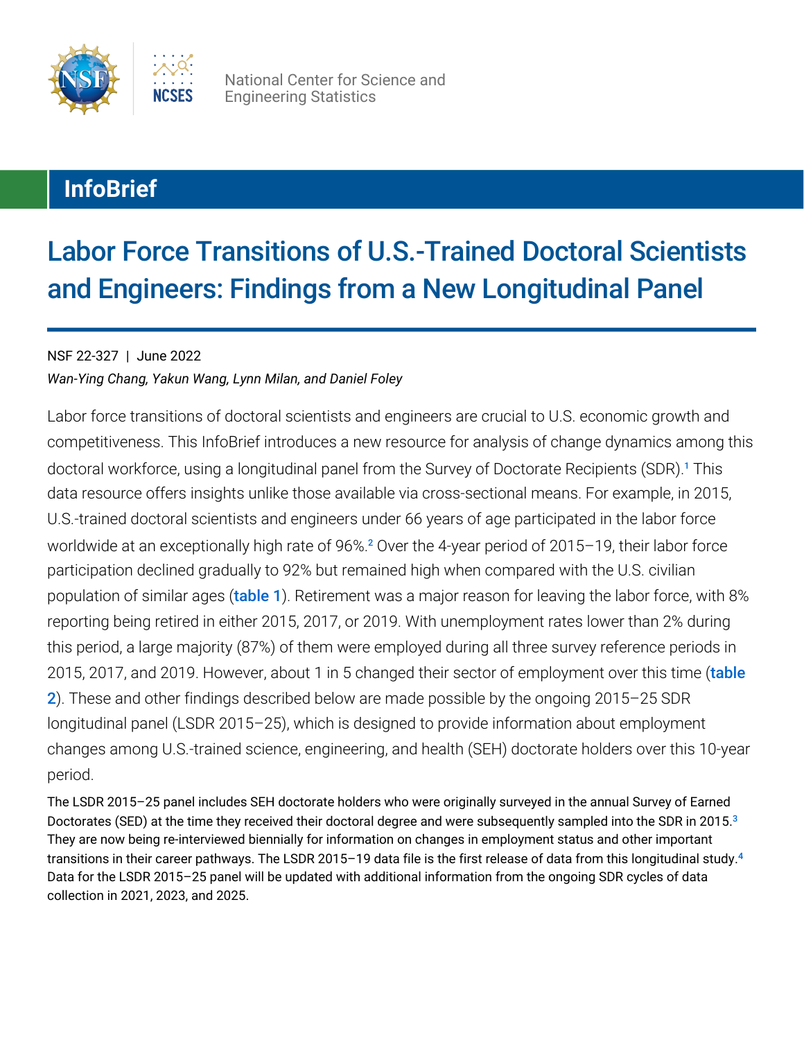National Center for Science and Engineering Statistics

**InfoBrief**

# Labor Force Transitions of U.S.-Trained Doctoral Scientists and Engineers: Findings from a New Longitudinal Panel

NSF 22-327 | June 2022

*Wan-Ying Chang, Yakun Wang, Lynn Milan, and Daniel Foley*

Labor force transitions of doctoral scientists and engineers are crucial to U.S. economic growth and competitiveness. This InfoBrief introduces a new resource for analysis of change dynamics among this doctoral workforce, using a longitudinal panel from the Survey of Doctorate Recipients (SDR).[1] This data resource offers insights unlike those available via cross-sectional means. For example, in 2015, U.S.-trained doctoral scientists and engineers under 66 years of age participated in the labor force worldwide at an exceptionally high rate of 96%.[2] Over the 4-year period of 2015–19, their labor force participation declined gradually to 92% but remained high when compared with the U.S. civilian population of similar ages (**table 1**). Retirement was a major reason for leaving the labor force, with 8% reporting being retired in either 2015, 2017, or 2019. With unemployment rates lower than 2% during this period, a large majority (87%) of them were employed during all three survey reference periods in 2015, 2017, and 2019. However, about 1 in 5 changed their sector of employment over this time (**table 2**). These and other findings described below are made possible by the ongoing 2015–25 SDR longitudinal panel (LSDR 2015–25), which is designed to provide information about employment changes among U.S.-trained science, engineering, and health (SEH) doctorate holders over this 10-year period.

The LSDR 2015–25 panel includes SEH doctorate holders who were originally surveyed in the annual Survey of Earned Doctorates (SED) at the time they received their doctoral degree and were subsequently sampled into the SDR in 2015.[3] They are now being re-interviewed biennially for information on changes in employment status and other important transitions in their career pathways. The LSDR 2015–19 data file is the first release of data from this longitudinal study.[4] Data for the LSDR 2015–25 panel will be updated with additional information from the ongoing SDR cycles of data collection in 2021, 2023, and 2025.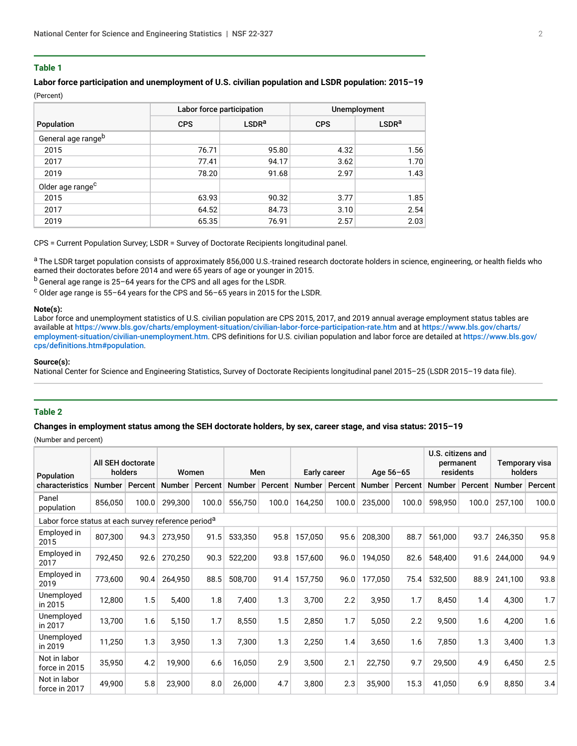### Table 1

**Labor force participation and unemployment of U.S. civilian population and LSDR population: 2015–19**

(Percent)

| Population | Labor force participation | | Unemployment | |
|---|---|---|---|---|
| | CPS | LSDR[a] | CPS | LSDR[a] |
| General age range[b] | | | | |
| 2015 | 76.71 | 95.80 | 4.32 | 1.56 |
| 2017 | 77.41 | 94.17 | 3.62 | 1.70 |
| 2019 | 78.20 | 91.68 | 2.97 | 1.43 |
| Older age range[c] | | | | |
| 2015 | 63.93 | 90.32 | 3.77 | 1.85 |
| 2017 | 64.52 | 84.73 | 3.10 | 2.54 |
| 2019 | 65.35 | 76.91 | 2.57 | 2.03 |

CPS = Current Population Survey; LSDR = Survey of Doctorate Recipients longitudinal panel.

[a] The LSDR target population consists of approximately 856,000 U.S.-trained research doctorate holders in science, engineering, or health fields who earned their doctorates before 2014 and were 65 years of age or younger in 2015.

[b] General age range is 25–64 years for the CPS and all ages for the LSDR.

[c] Older age range is 55–64 years for the CPS and 56–65 years in 2015 for the LSDR.

**Note(s):**

Labor force and unemployment statistics of U.S. civilian population are CPS 2015, 2017, and 2019 annual average employment status tables are available at https://www.bls.gov/charts/employment-situation/civilian-labor-force-participation-rate.htm and at https://www.bls.gov/charts/employment-situation/civilian-unemployment.htm. CPS definitions for U.S. civilian population and labor force are detailed at https://www.bls.gov/cps/definitions.htm#population.

**Source(s):**

National Center for Science and Engineering Statistics, Survey of Doctorate Recipients longitudinal panel 2015–25 (LSDR 2015–19 data file).

### Table 2

**Changes in employment status among the SEH doctorate holders, by sex, career stage, and visa status: 2015–19**

(Number and percent)

| Population characteristics | All SEH doctorate holders | | Women | | Men | | Early career | | Age 56–65 | | U.S. citizens and permanent residents | | Temporary visa holders | |
|---|---|---|---|---|---|---|---|---|---|---|---|---|---|---|
| | Number | Percent | Number | Percent | Number | Percent | Number | Percent | Number | Percent | Number | Percent | Number | Percent |
| Panel population | 856,050 | 100.0 | 299,300 | 100.0 | 556,750 | 100.0 | 164,250 | 100.0 | 235,000 | 100.0 | 598,950 | 100.0 | 257,100 | 100.0 |
| Labor force status at each survey reference period[a] | | | | | | | | | | | | | | |
| Employed in 2015 | 807,300 | 94.3 | 273,950 | 91.5 | 533,350 | 95.8 | 157,050 | 95.6 | 208,300 | 88.7 | 561,000 | 93.7 | 246,350 | 95.8 |
| Employed in 2017 | 792,450 | 92.6 | 270,250 | 90.3 | 522,200 | 93.8 | 157,600 | 96.0 | 194,050 | 82.6 | 548,400 | 91.6 | 244,000 | 94.9 |
| Employed in 2019 | 773,600 | 90.4 | 264,950 | 88.5 | 508,700 | 91.4 | 157,750 | 96.0 | 177,050 | 75.4 | 532,500 | 88.9 | 241,100 | 93.8 |
| Unemployed in 2015 | 12,800 | 1.5 | 5,400 | 1.8 | 7,400 | 1.3 | 3,700 | 2.2 | 3,950 | 1.7 | 8,450 | 1.4 | 4,300 | 1.7 |
| Unemployed in 2017 | 13,700 | 1.6 | 5,150 | 1.7 | 8,550 | 1.5 | 2,850 | 1.7 | 5,050 | 2.2 | 9,500 | 1.6 | 4,200 | 1.6 |
| Unemployed in 2019 | 11,250 | 1.3 | 3,950 | 1.3 | 7,300 | 1.3 | 2,250 | 1.4 | 3,650 | 1.6 | 7,850 | 1.3 | 3,400 | 1.3 |
| Not in labor force in 2015 | 35,950 | 4.2 | 19,900 | 6.6 | 16,050 | 2.9 | 3,500 | 2.1 | 22,750 | 9.7 | 29,500 | 4.9 | 6,450 | 2.5 |
| Not in labor force in 2017 | 49,900 | 5.8 | 23,900 | 8.0 | 26,000 | 4.7 | 3,800 | 2.3 | 35,900 | 15.3 | 41,050 | 6.9 | 8,850 | 3.4 |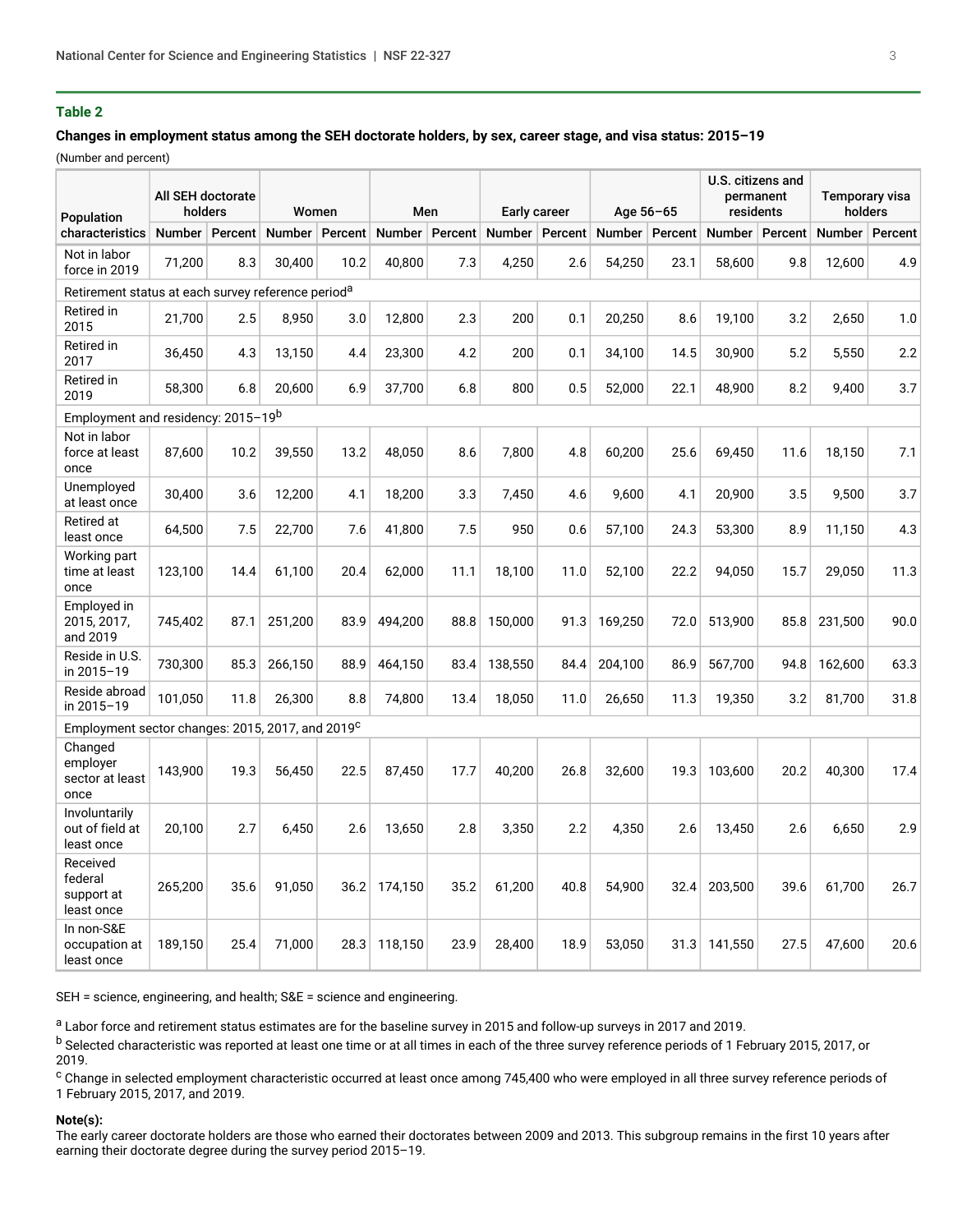**Table 2**

**Changes in employment status among the SEH doctorate holders, by sex, career stage, and visa status: 2015–19**

(Number and percent)

| Population characteristics | All SEH doctorate holders | | Women | | Men | | Early career | | Age 56–65 | | U.S. citizens and permanent residents | | Temporary visa holders | |
|---|---|---|---|---|---|---|---|---|---|---|---|---|---|---|
| | Number | Percent | Number | Percent | Number | Percent | Number | Percent | Number | Percent | Number | Percent | Number | Percent |
| Not in labor force in 2019 | 71,200 | 8.3 | 30,400 | 10.2 | 40,800 | 7.3 | 4,250 | 2.6 | 54,250 | 23.1 | 58,600 | 9.8 | 12,600 | 4.9 |
| Retirement status at each survey reference period[a] | | | | | | | | | | | | | | |
| Retired in 2015 | 21,700 | 2.5 | 8,950 | 3.0 | 12,800 | 2.3 | 200 | 0.1 | 20,250 | 8.6 | 19,100 | 3.2 | 2,650 | 1.0 |
| Retired in 2017 | 36,450 | 4.3 | 13,150 | 4.4 | 23,300 | 4.2 | 200 | 0.1 | 34,100 | 14.5 | 30,900 | 5.2 | 5,550 | 2.2 |
| Retired in 2019 | 58,300 | 6.8 | 20,600 | 6.9 | 37,700 | 6.8 | 800 | 0.5 | 52,000 | 22.1 | 48,900 | 8.2 | 9,400 | 3.7 |
| Employment and residency: 2015–19[b] | | | | | | | | | | | | | | |
| Not in labor force at least once | 87,600 | 10.2 | 39,550 | 13.2 | 48,050 | 8.6 | 7,800 | 4.8 | 60,200 | 25.6 | 69,450 | 11.6 | 18,150 | 7.1 |
| Unemployed at least once | 30,400 | 3.6 | 12,200 | 4.1 | 18,200 | 3.3 | 7,450 | 4.6 | 9,600 | 4.1 | 20,900 | 3.5 | 9,500 | 3.7 |
| Retired at least once | 64,500 | 7.5 | 22,700 | 7.6 | 41,800 | 7.5 | 950 | 0.6 | 57,100 | 24.3 | 53,300 | 8.9 | 11,150 | 4.3 |
| Working part time at least once | 123,100 | 14.4 | 61,100 | 20.4 | 62,000 | 11.1 | 18,100 | 11.0 | 52,100 | 22.2 | 94,050 | 15.7 | 29,050 | 11.3 |
| Employed in 2015, 2017, and 2019 | 745,402 | 87.1 | 251,200 | 83.9 | 494,200 | 88.8 | 150,000 | 91.3 | 169,250 | 72.0 | 513,900 | 85.8 | 231,500 | 90.0 |
| Reside in U.S. in 2015–19 | 730,300 | 85.3 | 266,150 | 88.9 | 464,150 | 83.4 | 138,550 | 84.4 | 204,100 | 86.9 | 567,700 | 94.8 | 162,600 | 63.3 |
| Reside abroad in 2015–19 | 101,050 | 11.8 | 26,300 | 8.8 | 74,800 | 13.4 | 18,050 | 11.0 | 26,650 | 11.3 | 19,350 | 3.2 | 81,700 | 31.8 |
| Employment sector changes: 2015, 2017, and 2019[c] | | | | | | | | | | | | | | |
| Changed employer sector at least once | 143,900 | 19.3 | 56,450 | 22.5 | 87,450 | 17.7 | 40,200 | 26.8 | 32,600 | 19.3 | 103,600 | 20.2 | 40,300 | 17.4 |
| Involuntarily out of field at least once | 20,100 | 2.7 | 6,450 | 2.6 | 13,650 | 2.8 | 3,350 | 2.2 | 4,350 | 2.6 | 13,450 | 2.6 | 6,650 | 2.9 |
| Received federal support at least once | 265,200 | 35.6 | 91,050 | 36.2 | 174,150 | 35.2 | 61,200 | 40.8 | 54,900 | 32.4 | 203,500 | 39.6 | 61,700 | 26.7 |
| In non-S&E occupation at least once | 189,150 | 25.4 | 71,000 | 28.3 | 118,150 | 23.9 | 28,400 | 18.9 | 53,050 | 31.3 | 141,550 | 27.5 | 47,600 | 20.6 |

SEH = science, engineering, and health; S&E = science and engineering.

[a] Labor force and retirement status estimates are for the baseline survey in 2015 and follow-up surveys in 2017 and 2019.

[b] Selected characteristic was reported at least one time or at all times in each of the three survey reference periods of 1 February 2015, 2017, or 2019.

[c] Change in selected employment characteristic occurred at least once among 745,400 who were employed in all three survey reference periods of 1 February 2015, 2017, and 2019.

**Note(s):**

The early career doctorate holders are those who earned their doctorates between 2009 and 2013. This subgroup remains in the first 10 years after earning their doctorate degree during the survey period 2015–19.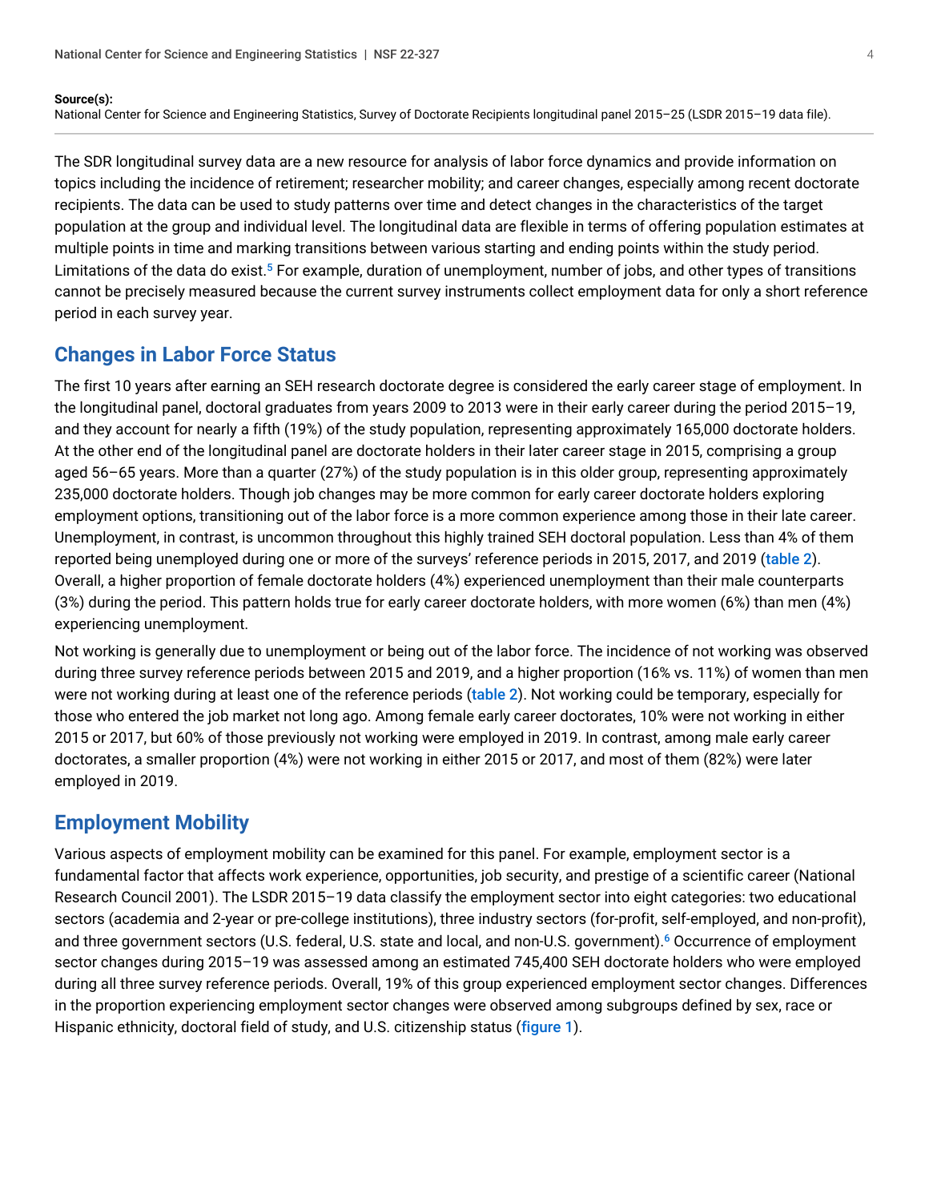**Source(s):**
National Center for Science and Engineering Statistics, Survey of Doctorate Recipients longitudinal panel 2015–25 (LSDR 2015–19 data file).

The SDR longitudinal survey data are a new resource for analysis of labor force dynamics and provide information on topics including the incidence of retirement; researcher mobility; and career changes, especially among recent doctorate recipients. The data can be used to study patterns over time and detect changes in the characteristics of the target population at the group and individual level. The longitudinal data are flexible in terms of offering population estimates at multiple points in time and marking transitions between various starting and ending points within the study period. Limitations of the data do exist.[5] For example, duration of unemployment, number of jobs, and other types of transitions cannot be precisely measured because the current survey instruments collect employment data for only a short reference period in each survey year.

## Changes in Labor Force Status

The first 10 years after earning an SEH research doctorate degree is considered the early career stage of employment. In the longitudinal panel, doctoral graduates from years 2009 to 2013 were in their early career during the period 2015–19, and they account for nearly a fifth (19%) of the study population, representing approximately 165,000 doctorate holders. At the other end of the longitudinal panel are doctorate holders in their later career stage in 2015, comprising a group aged 56–65 years. More than a quarter (27%) of the study population is in this older group, representing approximately 235,000 doctorate holders. Though job changes may be more common for early career doctorate holders exploring employment options, transitioning out of the labor force is a more common experience among those in their late career. Unemployment, in contrast, is uncommon throughout this highly trained SEH doctoral population. Less than 4% of them reported being unemployed during one or more of the surveys' reference periods in 2015, 2017, and 2019 (table 2). Overall, a higher proportion of female doctorate holders (4%) experienced unemployment than their male counterparts (3%) during the period. This pattern holds true for early career doctorate holders, with more women (6%) than men (4%) experiencing unemployment.

Not working is generally due to unemployment or being out of the labor force. The incidence of not working was observed during three survey reference periods between 2015 and 2019, and a higher proportion (16% vs. 11%) of women than men were not working during at least one of the reference periods (table 2). Not working could be temporary, especially for those who entered the job market not long ago. Among female early career doctorates, 10% were not working in either 2015 or 2017, but 60% of those previously not working were employed in 2019. In contrast, among male early career doctorates, a smaller proportion (4%) were not working in either 2015 or 2017, and most of them (82%) were later employed in 2019.

## Employment Mobility

Various aspects of employment mobility can be examined for this panel. For example, employment sector is a fundamental factor that affects work experience, opportunities, job security, and prestige of a scientific career (National Research Council 2001). The LSDR 2015–19 data classify the employment sector into eight categories: two educational sectors (academia and 2-year or pre-college institutions), three industry sectors (for-profit, self-employed, and non-profit), and three government sectors (U.S. federal, U.S. state and local, and non-U.S. government).[6] Occurrence of employment sector changes during 2015–19 was assessed among an estimated 745,400 SEH doctorate holders who were employed during all three survey reference periods. Overall, 19% of this group experienced employment sector changes. Differences in the proportion experiencing employment sector changes were observed among subgroups defined by sex, race or Hispanic ethnicity, doctoral field of study, and U.S. citizenship status (figure 1).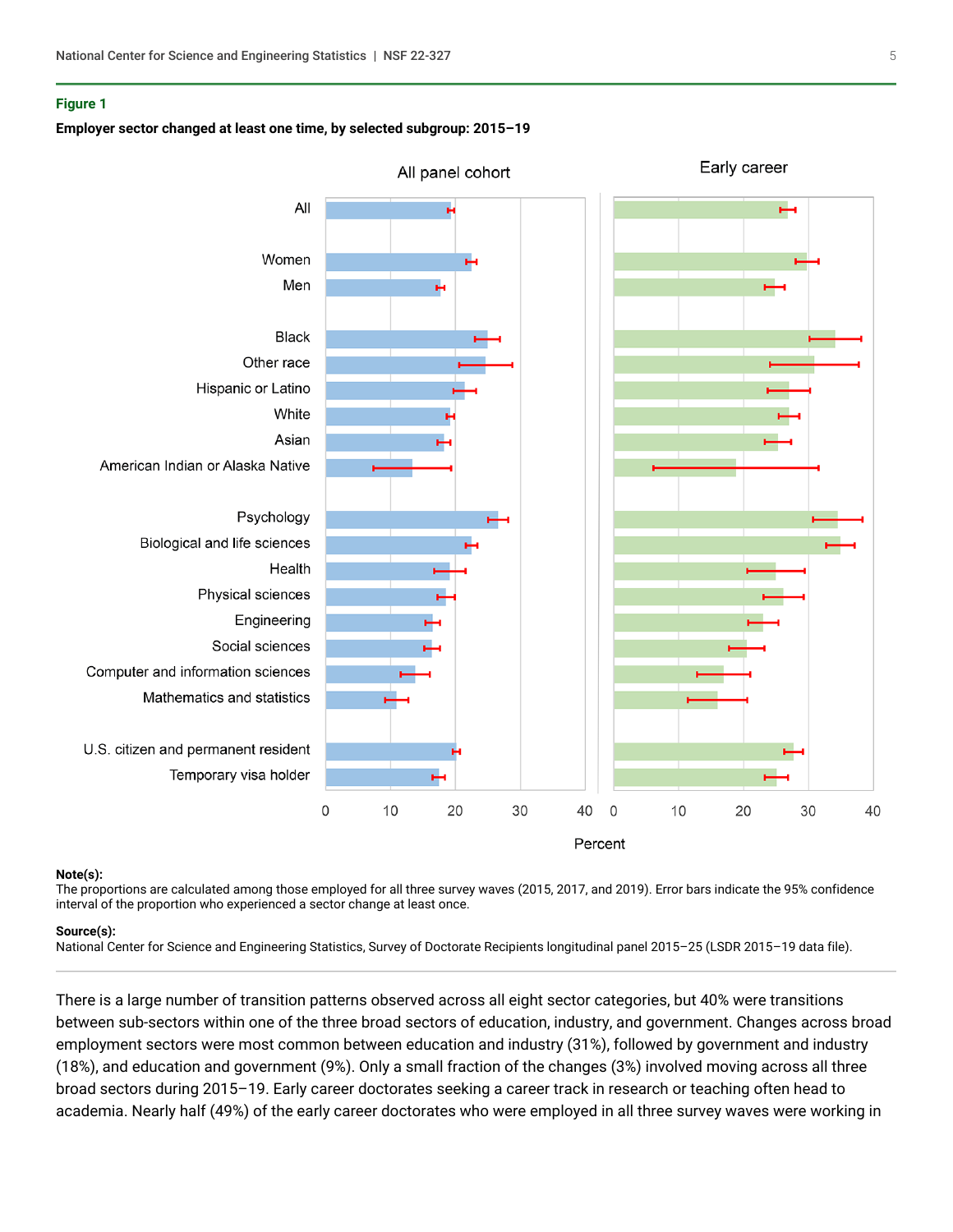**Figure 1**

**Employer sector changed at least one time, by selected subgroup: 2015–19**

**Note(s):**
The proportions are calculated among those employed for all three survey waves (2015, 2017, and 2019). Error bars indicate the 95% confidence interval of the proportion who experienced a sector change at least once.

**Source(s):**
National Center for Science and Engineering Statistics, Survey of Doctorate Recipients longitudinal panel 2015–25 (LSDR 2015–19 data file).

---

There is a large number of transition patterns observed across all eight sector categories, but 40% were transitions between sub-sectors within one of the three broad sectors of education, industry, and government. Changes across broad employment sectors were most common between education and industry (31%), followed by government and industry (18%), and education and government (9%). Only a small fraction of the changes (3%) involved moving across all three broad sectors during 2015–19. Early career doctorates seeking a career track in research or teaching often head to academia. Nearly half (49%) of the early career doctorates who were employed in all three survey waves were working in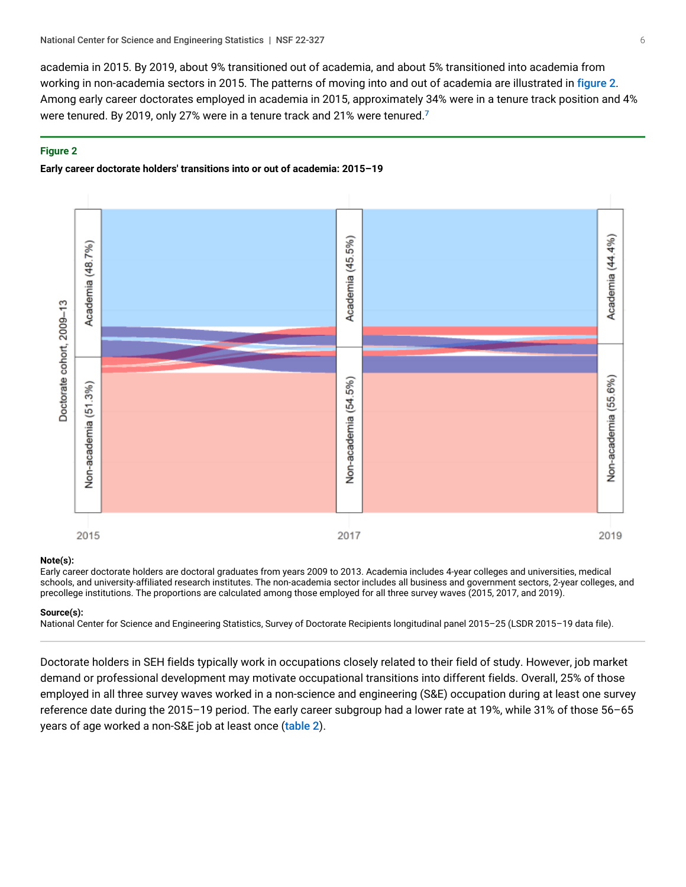academia in 2015. By 2019, about 9% transitioned out of academia, and about 5% transitioned into academia from working in non-academia sectors in 2015. The patterns of moving into and out of academia are illustrated in figure 2. Among early career doctorates employed in academia in 2015, approximately 34% were in a tenure track position and 4% were tenured. By 2019, only 27% were in a tenure track and 21% were tenured.[7]

**Figure 2**

**Early career doctorate holders' transitions into or out of academia: 2015–19**

**Note(s):**
Early career doctorate holders are doctoral graduates from years 2009 to 2013. Academia includes 4-year colleges and universities, medical schools, and university-affiliated research institutes. The non-academia sector includes all business and government sectors, 2-year colleges, and precollege institutions. The proportions are calculated among those employed for all three survey waves (2015, 2017, and 2019).

**Source(s):**
National Center for Science and Engineering Statistics, Survey of Doctorate Recipients longitudinal panel 2015–25 (LSDR 2015–19 data file).

Doctorate holders in SEH fields typically work in occupations closely related to their field of study. However, job market demand or professional development may motivate occupational transitions into different fields. Overall, 25% of those employed in all three survey waves worked in a non-science and engineering (S&E) occupation during at least one survey reference date during the 2015–19 period. The early career subgroup had a lower rate at 19%, while 31% of those 56–65 years of age worked a non-S&E job at least once (table 2).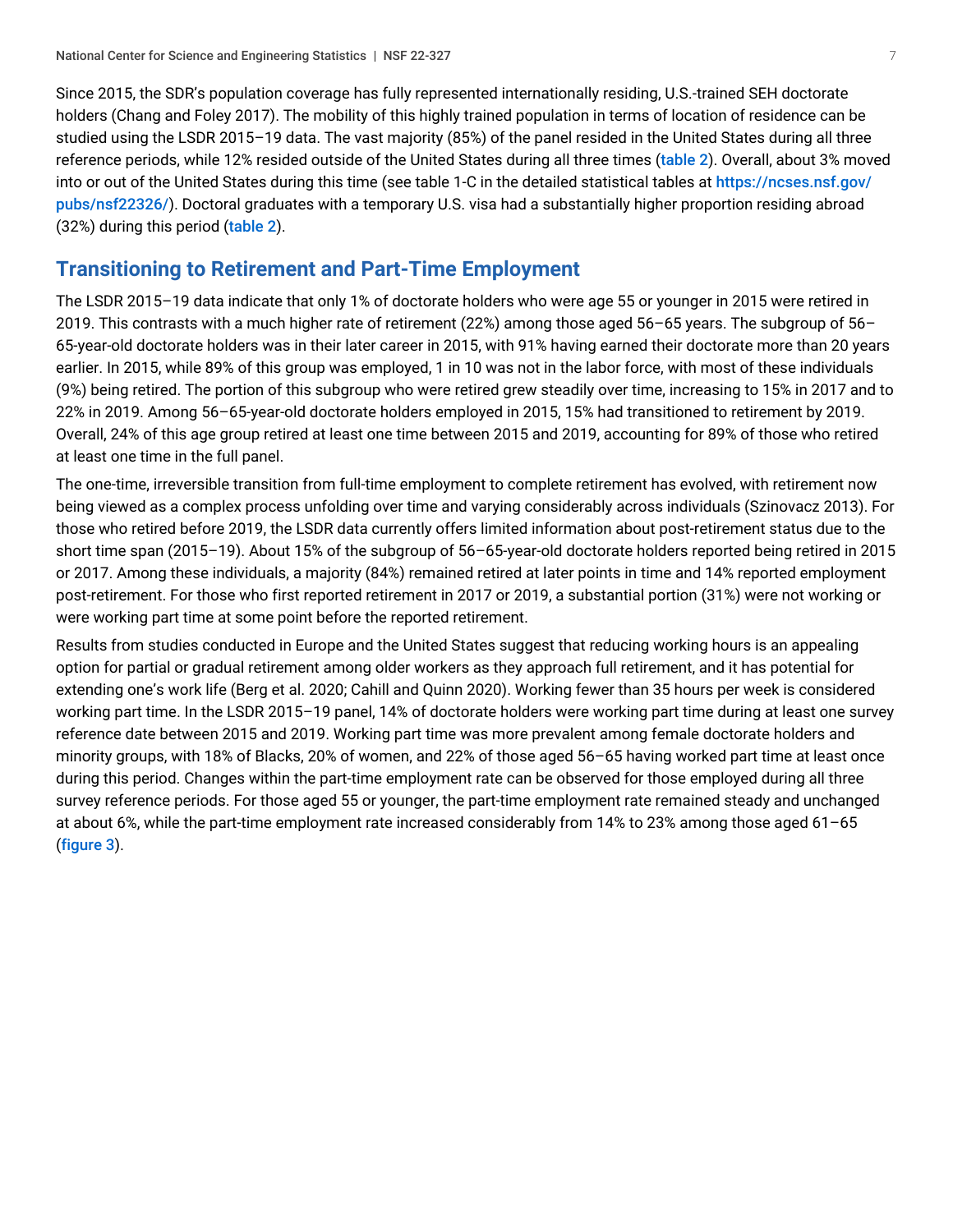Since 2015, the SDR's population coverage has fully represented internationally residing, U.S.-trained SEH doctorate holders (Chang and Foley 2017). The mobility of this highly trained population in terms of location of residence can be studied using the LSDR 2015–19 data. The vast majority (85%) of the panel resided in the United States during all three reference periods, while 12% resided outside of the United States during all three times (table 2). Overall, about 3% moved into or out of the United States during this time (see table 1-C in the detailed statistical tables at https://ncses.nsf.gov/pubs/nsf22326/). Doctoral graduates with a temporary U.S. visa had a substantially higher proportion residing abroad (32%) during this period (table 2).

## Transitioning to Retirement and Part-Time Employment

The LSDR 2015–19 data indicate that only 1% of doctorate holders who were age 55 or younger in 2015 were retired in 2019. This contrasts with a much higher rate of retirement (22%) among those aged 56–65 years. The subgroup of 56–65-year-old doctorate holders was in their later career in 2015, with 91% having earned their doctorate more than 20 years earlier. In 2015, while 89% of this group was employed, 1 in 10 was not in the labor force, with most of these individuals (9%) being retired. The portion of this subgroup who were retired grew steadily over time, increasing to 15% in 2017 and to 22% in 2019. Among 56–65-year-old doctorate holders employed in 2015, 15% had transitioned to retirement by 2019. Overall, 24% of this age group retired at least one time between 2015 and 2019, accounting for 89% of those who retired at least one time in the full panel.

The one-time, irreversible transition from full-time employment to complete retirement has evolved, with retirement now being viewed as a complex process unfolding over time and varying considerably across individuals (Szinovacz 2013). For those who retired before 2019, the LSDR data currently offers limited information about post-retirement status due to the short time span (2015–19). About 15% of the subgroup of 56–65-year-old doctorate holders reported being retired in 2015 or 2017. Among these individuals, a majority (84%) remained retired at later points in time and 14% reported employment post-retirement. For those who first reported retirement in 2017 or 2019, a substantial portion (31%) were not working or were working part time at some point before the reported retirement.

Results from studies conducted in Europe and the United States suggest that reducing working hours is an appealing option for partial or gradual retirement among older workers as they approach full retirement, and it has potential for extending one's work life (Berg et al. 2020; Cahill and Quinn 2020). Working fewer than 35 hours per week is considered working part time. In the LSDR 2015–19 panel, 14% of doctorate holders were working part time during at least one survey reference date between 2015 and 2019. Working part time was more prevalent among female doctorate holders and minority groups, with 18% of Blacks, 20% of women, and 22% of those aged 56–65 having worked part time at least once during this period. Changes within the part-time employment rate can be observed for those employed during all three survey reference periods. For those aged 55 or younger, the part-time employment rate remained steady and unchanged at about 6%, while the part-time employment rate increased considerably from 14% to 23% among those aged 61–65 (figure 3).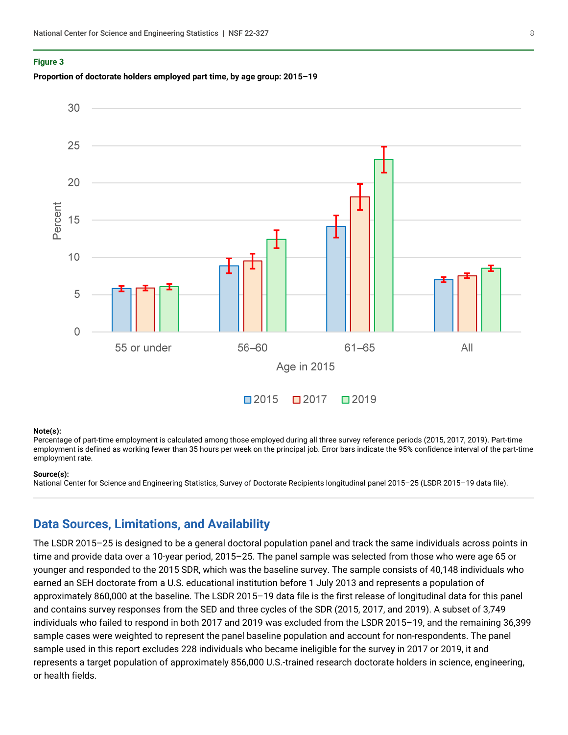**Figure 3**

**Proportion of doctorate holders employed part time, by age group: 2015–19**

**Note(s):**

Percentage of part-time employment is calculated among those employed during all three survey reference periods (2015, 2017, 2019). Part-time employment is defined as working fewer than 35 hours per week on the principal job. Error bars indicate the 95% confidence interval of the part-time employment rate.

**Source(s):**

National Center for Science and Engineering Statistics, Survey of Doctorate Recipients longitudinal panel 2015–25 (LSDR 2015–19 data file).

## Data Sources, Limitations, and Availability

The LSDR 2015–25 is designed to be a general doctoral population panel and track the same individuals across points in time and provide data over a 10-year period, 2015–25. The panel sample was selected from those who were age 65 or younger and responded to the 2015 SDR, which was the baseline survey. The sample consists of 40,148 individuals who earned an SEH doctorate from a U.S. educational institution before 1 July 2013 and represents a population of approximately 860,000 at the baseline. The LSDR 2015–19 data file is the first release of longitudinal data for this panel and contains survey responses from the SED and three cycles of the SDR (2015, 2017, and 2019). A subset of 3,749 individuals who failed to respond in both 2017 and 2019 was excluded from the LSDR 2015–19, and the remaining 36,399 sample cases were weighted to represent the panel baseline population and account for non-respondents. The panel sample used in this report excludes 228 individuals who became ineligible for the survey in 2017 or 2019, it and represents a target population of approximately 856,000 U.S.-trained research doctorate holders in science, engineering, or health fields.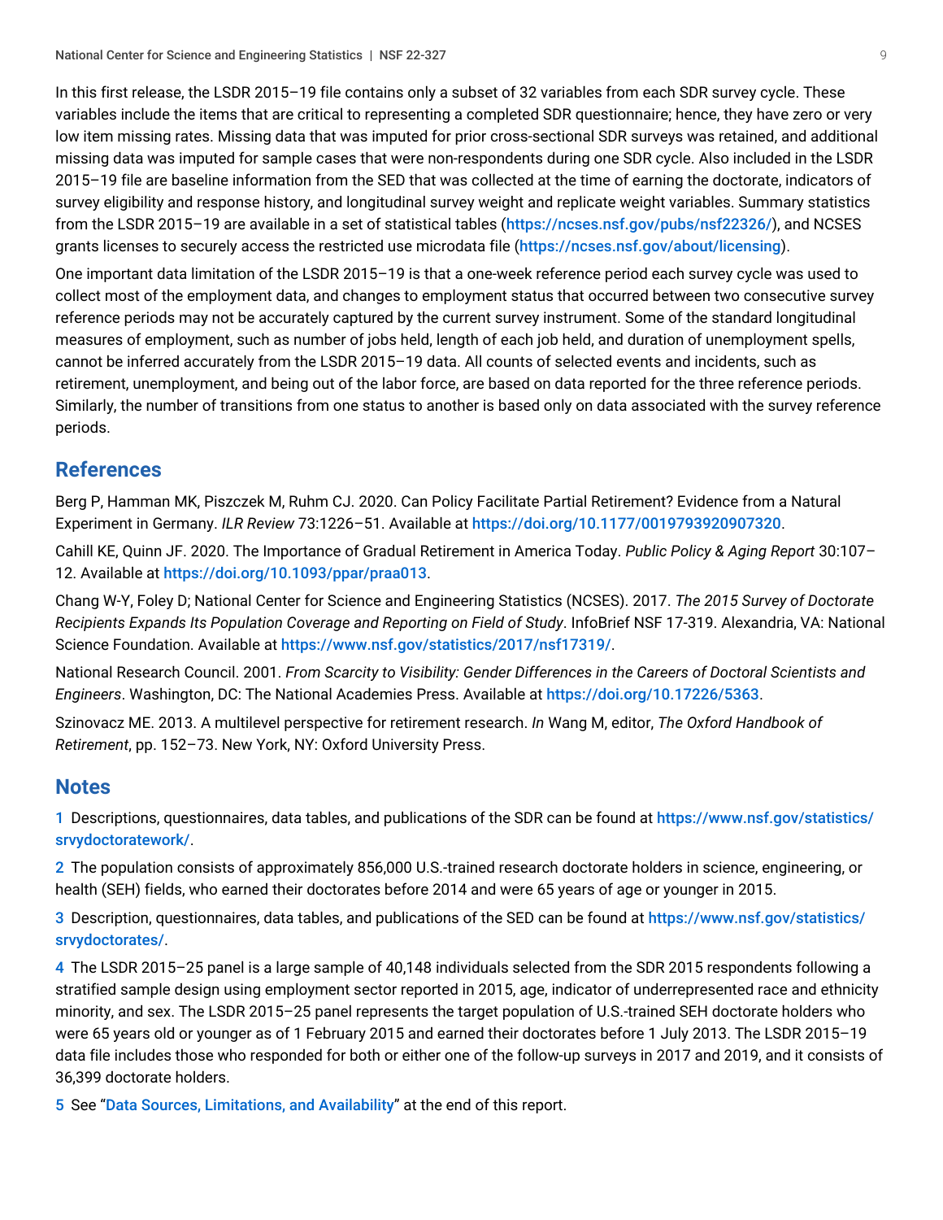In this first release, the LSDR 2015–19 file contains only a subset of 32 variables from each SDR survey cycle. These variables include the items that are critical to representing a completed SDR questionnaire; hence, they have zero or very low item missing rates. Missing data that was imputed for prior cross-sectional SDR surveys was retained, and additional missing data was imputed for sample cases that were non-respondents during one SDR cycle. Also included in the LSDR 2015–19 file are baseline information from the SED that was collected at the time of earning the doctorate, indicators of survey eligibility and response history, and longitudinal survey weight and replicate weight variables. Summary statistics from the LSDR 2015–19 are available in a set of statistical tables (https://ncses.nsf.gov/pubs/nsf22326/), and NCSES grants licenses to securely access the restricted use microdata file (https://ncses.nsf.gov/about/licensing).

One important data limitation of the LSDR 2015–19 is that a one-week reference period each survey cycle was used to collect most of the employment data, and changes to employment status that occurred between two consecutive survey reference periods may not be accurately captured by the current survey instrument. Some of the standard longitudinal measures of employment, such as number of jobs held, length of each job held, and duration of unemployment spells, cannot be inferred accurately from the LSDR 2015–19 data. All counts of selected events and incidents, such as retirement, unemployment, and being out of the labor force, are based on data reported for the three reference periods. Similarly, the number of transitions from one status to another is based only on data associated with the survey reference periods.

## References

Berg P, Hamman MK, Piszczek M, Ruhm CJ. 2020. Can Policy Facilitate Partial Retirement? Evidence from a Natural Experiment in Germany. *ILR Review* 73:1226–51. Available at https://doi.org/10.1177/0019793920907320.

Cahill KE, Quinn JF. 2020. The Importance of Gradual Retirement in America Today. *Public Policy & Aging Report* 30:107–12. Available at https://doi.org/10.1093/ppar/praa013.

Chang W-Y, Foley D; National Center for Science and Engineering Statistics (NCSES). 2017. *The 2015 Survey of Doctorate Recipients Expands Its Population Coverage and Reporting on Field of Study*. InfoBrief NSF 17-319. Alexandria, VA: National Science Foundation. Available at https://www.nsf.gov/statistics/2017/nsf17319/.

National Research Council. 2001. *From Scarcity to Visibility: Gender Differences in the Careers of Doctoral Scientists and Engineers*. Washington, DC: The National Academies Press. Available at https://doi.org/10.17226/5363.

Szinovacz ME. 2013. A multilevel perspective for retirement research. *In* Wang M, editor, *The Oxford Handbook of Retirement*, pp. 152–73. New York, NY: Oxford University Press.

## Notes

1 Descriptions, questionnaires, data tables, and publications of the SDR can be found at https://www.nsf.gov/statistics/srvydoctoratework/.

2 The population consists of approximately 856,000 U.S.-trained research doctorate holders in science, engineering, or health (SEH) fields, who earned their doctorates before 2014 and were 65 years of age or younger in 2015.

3 Description, questionnaires, data tables, and publications of the SED can be found at https://www.nsf.gov/statistics/srvydoctorates/.

4 The LSDR 2015–25 panel is a large sample of 40,148 individuals selected from the SDR 2015 respondents following a stratified sample design using employment sector reported in 2015, age, indicator of underrepresented race and ethnicity minority, and sex. The LSDR 2015–25 panel represents the target population of U.S.-trained SEH doctorate holders who were 65 years old or younger as of 1 February 2015 and earned their doctorates before 1 July 2013. The LSDR 2015–19 data file includes those who responded for both or either one of the follow-up surveys in 2017 and 2019, and it consists of 36,399 doctorate holders.

5 See "Data Sources, Limitations, and Availability" at the end of this report.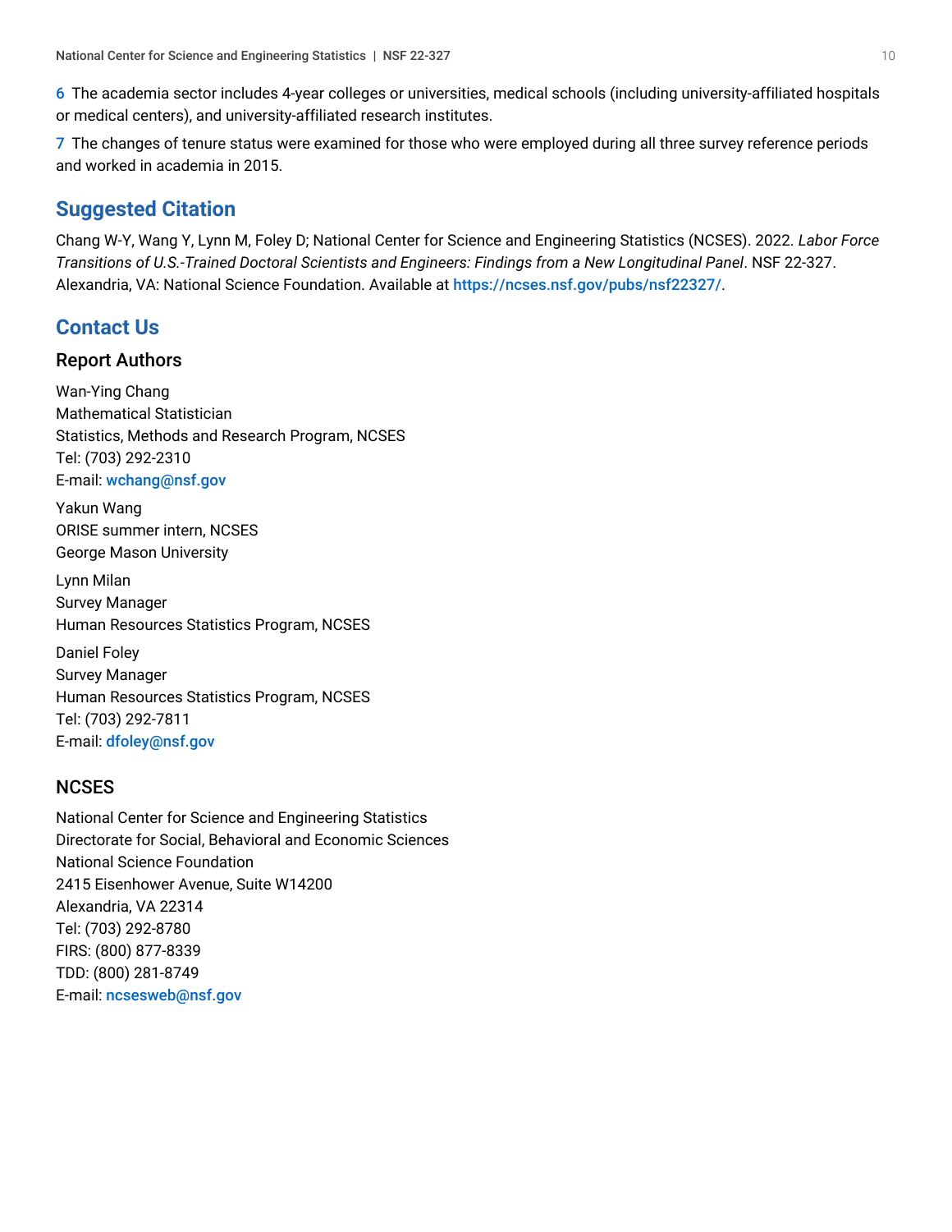6 The academia sector includes 4-year colleges or universities, medical schools (including university-affiliated hospitals or medical centers), and university-affiliated research institutes.

7 The changes of tenure status were examined for those who were employed during all three survey reference periods and worked in academia in 2015.

## Suggested Citation

Chang W-Y, Wang Y, Lynn M, Foley D; National Center for Science and Engineering Statistics (NCSES). 2022. *Labor Force Transitions of U.S.-Trained Doctoral Scientists and Engineers: Findings from a New Longitudinal Panel*. NSF 22-327. Alexandria, VA: National Science Foundation. Available at https://ncses.nsf.gov/pubs/nsf22327/.

## Contact Us

### Report Authors

Wan-Ying Chang
Mathematical Statistician
Statistics, Methods and Research Program, NCSES
Tel: (703) 292-2310
E-mail: wchang@nsf.gov

Yakun Wang
ORISE summer intern, NCSES
George Mason University

Lynn Milan
Survey Manager
Human Resources Statistics Program, NCSES

Daniel Foley
Survey Manager
Human Resources Statistics Program, NCSES
Tel: (703) 292-7811
E-mail: dfoley@nsf.gov

### NCSES

National Center for Science and Engineering Statistics
Directorate for Social, Behavioral and Economic Sciences
National Science Foundation
2415 Eisenhower Avenue, Suite W14200
Alexandria, VA 22314
Tel: (703) 292-8780
FIRS: (800) 877-8339
TDD: (800) 281-8749
E-mail: ncsesweb@nsf.gov